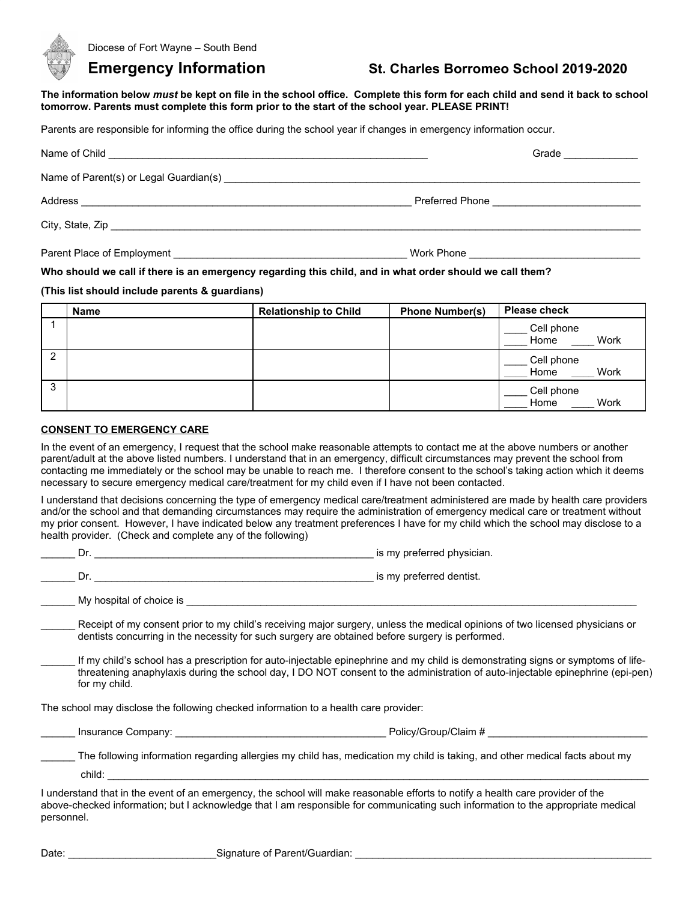Diocese of Fort Wayne – South Bend

# Emergency Information

## St. Charles Borromeo School 2019-2020

**The information below *must* be kept on file in the school office. Complete this form for each child and send it back to school tomorrow. Parents must complete this form prior to the start of the school year. PLEASE PRINT!**

Parents are responsible for informing the office during the school year if changes in emergency information occur.

Name of Child ____________________________________________________________ Grade _____________

Name of Parent(s) or Legal Guardian(s) ____________________________________________________________

Address ____________________________________________________________ Preferred Phone __________________________

City, State, Zip ____________________________________________________________________________________________

Parent Place of Employment __________________________________________ Work Phone ______________________________

**Who should we call if there is an emergency regarding this child, and in what order should we call them?**

**(This list should include parents & guardians)**

| | Name | Relationship to Child | Phone Number(s) | Please check |
|---|---|---|---|---|
| 1 | | | | ____ Cell phone<br>____ Home ____ Work |
| 2 | | | | ____ Cell phone<br>____ Home ____ Work |
| 3 | | | | ____ Cell phone<br>____ Home ____ Work |

**CONSENT TO EMERGENCY CARE**

In the event of an emergency, I request that the school make reasonable attempts to contact me at the above numbers or another parent/adult at the above listed numbers. I understand that in an emergency, difficult circumstances may prevent the school from contacting me immediately or the school may be unable to reach me. I therefore consent to the school's taking action which it deems necessary to secure emergency medical care/treatment for my child even if I have not been contacted.

I understand that decisions concerning the type of emergency medical care/treatment administered are made by health care providers and/or the school and that demanding circumstances may require the administration of emergency medical care or treatment without my prior consent. However, I have indicated below any treatment preferences I have for my child which the school may disclose to a health provider. (Check and complete any of the following)

______ Dr. ____________________________________________________ is my preferred physician.

______ Dr. ____________________________________________________ is my preferred dentist.

______ My hospital of choice is ______________________________________________________________________________

______ Receipt of my consent prior to my child's receiving major surgery, unless the medical opinions of two licensed physicians or dentists concurring in the necessity for such surgery are obtained before surgery is performed.

______ If my child's school has a prescription for auto-injectable epinephrine and my child is demonstrating signs or symptoms of life-threatening anaphylaxis during the school day, I DO NOT consent to the administration of auto-injectable epinephrine (epi-pen) for my child.

The school may disclose the following checked information to a health care provider:

______ Insurance Company: _____________________________________ Policy/Group/Claim # ____________________________

______ The following information regarding allergies my child has, medication my child is taking, and other medical facts about my child: ____________________________________________________________________________________________

I understand that in the event of an emergency, the school will make reasonable efforts to notify a health care provider of the above-checked information; but I acknowledge that I am responsible for communicating such information to the appropriate medical personnel.

Date: __________________________Signature of Parent/Guardian: ________________________________________________________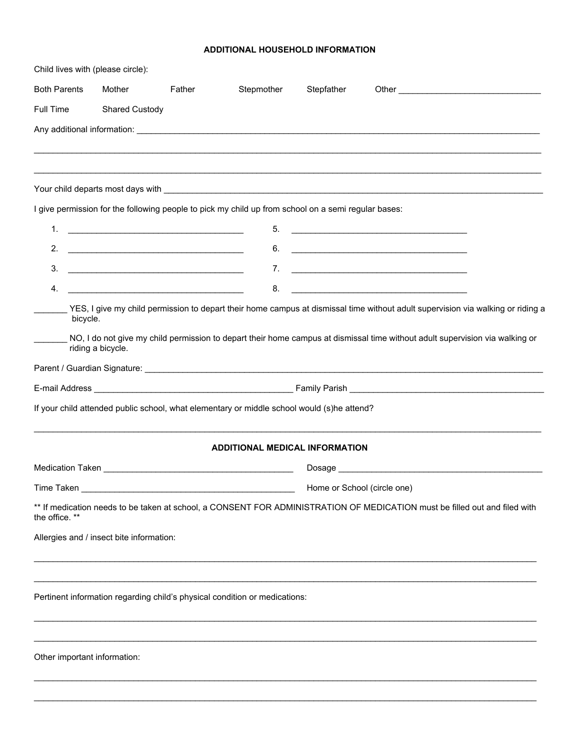## ADDITIONAL HOUSEHOLD INFORMATION

Child lives with (please circle):

Both Parents Mother Father Stepmother Stepfather Other ______________________________

Full Time Shared Custody

Any additional information: ________________________________________________________________________________

________________________________________________________________________________________________________

________________________________________________________________________________________________________

Your child departs most days with ________________________________________________________________________

I give permission for the following people to pick my child up from school on a semi regular bases:

| | |
|---|---|
| 1. ______________________________________ | 5. ______________________________________ |
| 2. ______________________________________ | 6. ______________________________________ |
| 3. ______________________________________ | 7. ______________________________________ |
| 4. ______________________________________ | 8. ______________________________________ |

_______ YES, I give my child permission to depart their home campus at dismissal time without adult supervision via walking or riding a bicycle.

_______ NO, I do not give my child permission to depart their home campus at dismissal time without adult supervision via walking or riding a bicycle.

Parent / Guardian Signature: _____________________________________________________________________________

E-mail Address ___________________________________________ Family Parish ___________________________________________

If your child attended public school, what elementary or middle school would (s)he attend?

________________________________________________________________________________________________________

## ADDITIONAL MEDICAL INFORMATION

Medication Taken _________________________________________ Dosage _____________________________________________

Time Taken _______________________________________________ Home or School (circle one)

** If medication needs to be taken at school, a CONSENT FOR ADMINISTRATION OF MEDICATION must be filled out and filed with the office. **

Allergies and / insect bite information:

________________________________________________________________________________________________________

________________________________________________________________________________________________________

Pertinent information regarding child's physical condition or medications:

________________________________________________________________________________________________________

________________________________________________________________________________________________________

Other important information:

________________________________________________________________________________________________________

________________________________________________________________________________________________________